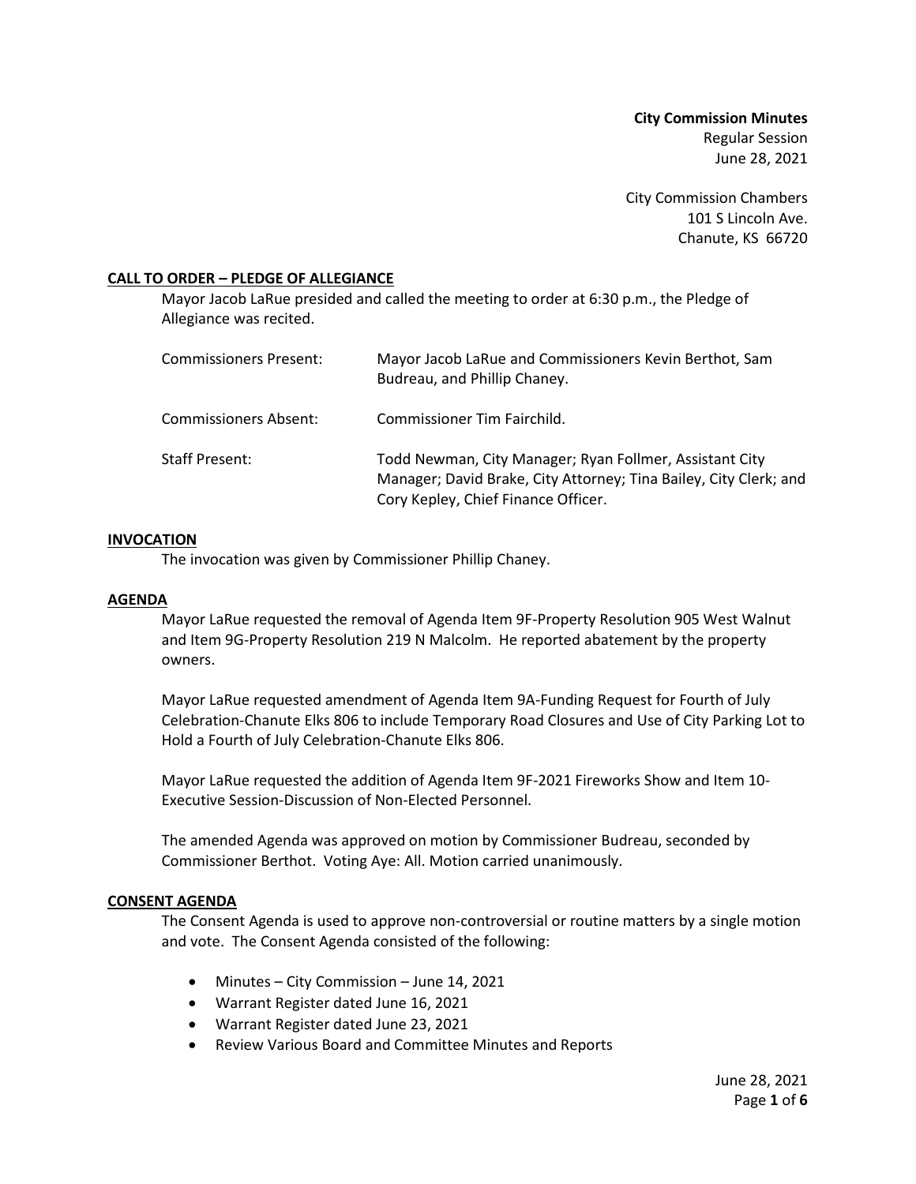**City Commission Minutes**
Regular Session
June 28, 2021

City Commission Chambers
101 S Lincoln Ave.
Chanute, KS 66720

## CALL TO ORDER – PLEDGE OF ALLEGIANCE

Mayor Jacob LaRue presided and called the meeting to order at 6:30 p.m., the Pledge of Allegiance was recited.

| | |
|---|---|
| Commissioners Present: | Mayor Jacob LaRue and Commissioners Kevin Berthot, Sam Budreau, and Phillip Chaney. |
| Commissioners Absent: | Commissioner Tim Fairchild. |
| Staff Present: | Todd Newman, City Manager; Ryan Follmer, Assistant City Manager; David Brake, City Attorney; Tina Bailey, City Clerk; and Cory Kepley, Chief Finance Officer. |

## INVOCATION

The invocation was given by Commissioner Phillip Chaney.

## AGENDA

Mayor LaRue requested the removal of Agenda Item 9F-Property Resolution 905 West Walnut and Item 9G-Property Resolution 219 N Malcolm. He reported abatement by the property owners.

Mayor LaRue requested amendment of Agenda Item 9A-Funding Request for Fourth of July Celebration-Chanute Elks 806 to include Temporary Road Closures and Use of City Parking Lot to Hold a Fourth of July Celebration-Chanute Elks 806.

Mayor LaRue requested the addition of Agenda Item 9F-2021 Fireworks Show and Item 10-Executive Session-Discussion of Non-Elected Personnel.

The amended Agenda was approved on motion by Commissioner Budreau, seconded by Commissioner Berthot. Voting Aye: All. Motion carried unanimously.

## CONSENT AGENDA

The Consent Agenda is used to approve non-controversial or routine matters by a single motion and vote. The Consent Agenda consisted of the following:

- Minutes – City Commission – June 14, 2021
- Warrant Register dated June 16, 2021
- Warrant Register dated June 23, 2021
- Review Various Board and Committee Minutes and Reports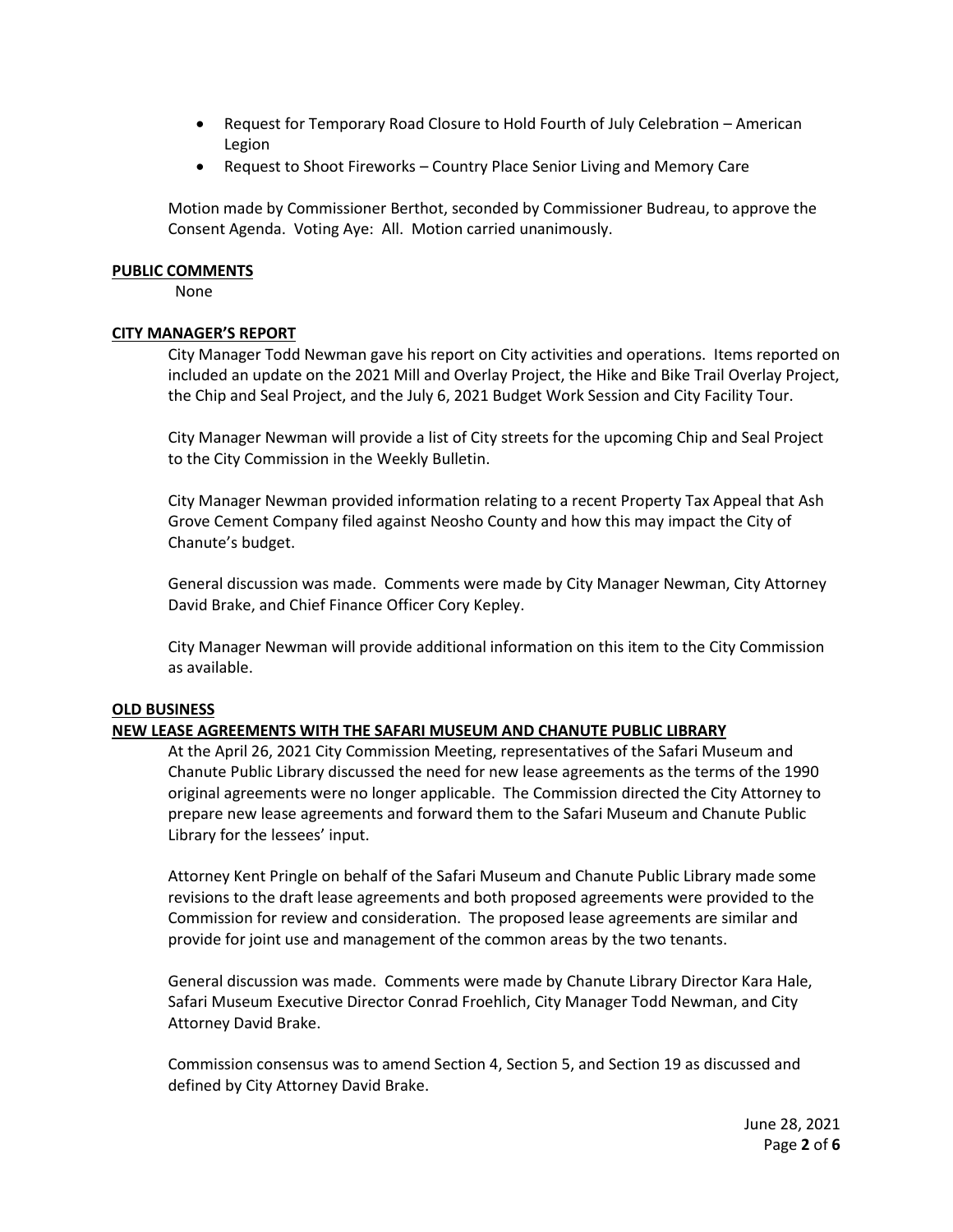- Request for Temporary Road Closure to Hold Fourth of July Celebration – American Legion
- Request to Shoot Fireworks – Country Place Senior Living and Memory Care

Motion made by Commissioner Berthot, seconded by Commissioner Budreau, to approve the Consent Agenda. Voting Aye: All. Motion carried unanimously.

**PUBLIC COMMENTS**

None

**CITY MANAGER'S REPORT**

City Manager Todd Newman gave his report on City activities and operations. Items reported on included an update on the 2021 Mill and Overlay Project, the Hike and Bike Trail Overlay Project, the Chip and Seal Project, and the July 6, 2021 Budget Work Session and City Facility Tour.

City Manager Newman will provide a list of City streets for the upcoming Chip and Seal Project to the City Commission in the Weekly Bulletin.

City Manager Newman provided information relating to a recent Property Tax Appeal that Ash Grove Cement Company filed against Neosho County and how this may impact the City of Chanute's budget.

General discussion was made. Comments were made by City Manager Newman, City Attorney David Brake, and Chief Finance Officer Cory Kepley.

City Manager Newman will provide additional information on this item to the City Commission as available.

**OLD BUSINESS**

**NEW LEASE AGREEMENTS WITH THE SAFARI MUSEUM AND CHANUTE PUBLIC LIBRARY**

At the April 26, 2021 City Commission Meeting, representatives of the Safari Museum and Chanute Public Library discussed the need for new lease agreements as the terms of the 1990 original agreements were no longer applicable. The Commission directed the City Attorney to prepare new lease agreements and forward them to the Safari Museum and Chanute Public Library for the lessees' input.

Attorney Kent Pringle on behalf of the Safari Museum and Chanute Public Library made some revisions to the draft lease agreements and both proposed agreements were provided to the Commission for review and consideration. The proposed lease agreements are similar and provide for joint use and management of the common areas by the two tenants.

General discussion was made. Comments were made by Chanute Library Director Kara Hale, Safari Museum Executive Director Conrad Froehlich, City Manager Todd Newman, and City Attorney David Brake.

Commission consensus was to amend Section 4, Section 5, and Section 19 as discussed and defined by City Attorney David Brake.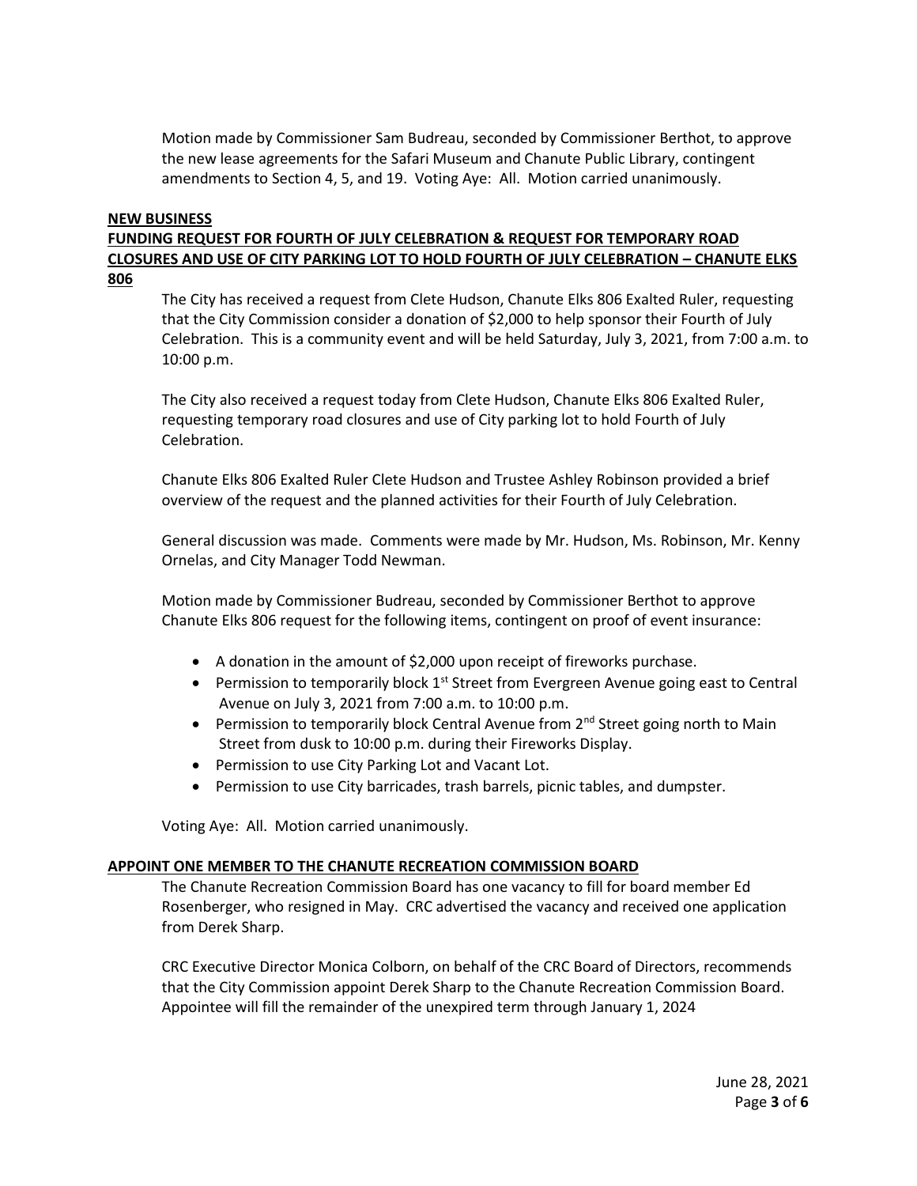Motion made by Commissioner Sam Budreau, seconded by Commissioner Berthot, to approve the new lease agreements for the Safari Museum and Chanute Public Library, contingent amendments to Section 4, 5, and 19. Voting Aye: All. Motion carried unanimously.

**NEW BUSINESS**

**FUNDING REQUEST FOR FOURTH OF JULY CELEBRATION & REQUEST FOR TEMPORARY ROAD CLOSURES AND USE OF CITY PARKING LOT TO HOLD FOURTH OF JULY CELEBRATION – CHANUTE ELKS 806**

The City has received a request from Clete Hudson, Chanute Elks 806 Exalted Ruler, requesting that the City Commission consider a donation of $2,000 to help sponsor their Fourth of July Celebration. This is a community event and will be held Saturday, July 3, 2021, from 7:00 a.m. to 10:00 p.m.

The City also received a request today from Clete Hudson, Chanute Elks 806 Exalted Ruler, requesting temporary road closures and use of City parking lot to hold Fourth of July Celebration.

Chanute Elks 806 Exalted Ruler Clete Hudson and Trustee Ashley Robinson provided a brief overview of the request and the planned activities for their Fourth of July Celebration.

General discussion was made. Comments were made by Mr. Hudson, Ms. Robinson, Mr. Kenny Ornelas, and City Manager Todd Newman.

Motion made by Commissioner Budreau, seconded by Commissioner Berthot to approve Chanute Elks 806 request for the following items, contingent on proof of event insurance:

- A donation in the amount of $2,000 upon receipt of fireworks purchase.
- Permission to temporarily block 1st Street from Evergreen Avenue going east to Central Avenue on July 3, 2021 from 7:00 a.m. to 10:00 p.m.
- Permission to temporarily block Central Avenue from 2nd Street going north to Main Street from dusk to 10:00 p.m. during their Fireworks Display.
- Permission to use City Parking Lot and Vacant Lot.
- Permission to use City barricades, trash barrels, picnic tables, and dumpster.

Voting Aye: All. Motion carried unanimously.

**APPOINT ONE MEMBER TO THE CHANUTE RECREATION COMMISSION BOARD**

The Chanute Recreation Commission Board has one vacancy to fill for board member Ed Rosenberger, who resigned in May. CRC advertised the vacancy and received one application from Derek Sharp.

CRC Executive Director Monica Colborn, on behalf of the CRC Board of Directors, recommends that the City Commission appoint Derek Sharp to the Chanute Recreation Commission Board. Appointee will fill the remainder of the unexpired term through January 1, 2024

June 28, 2021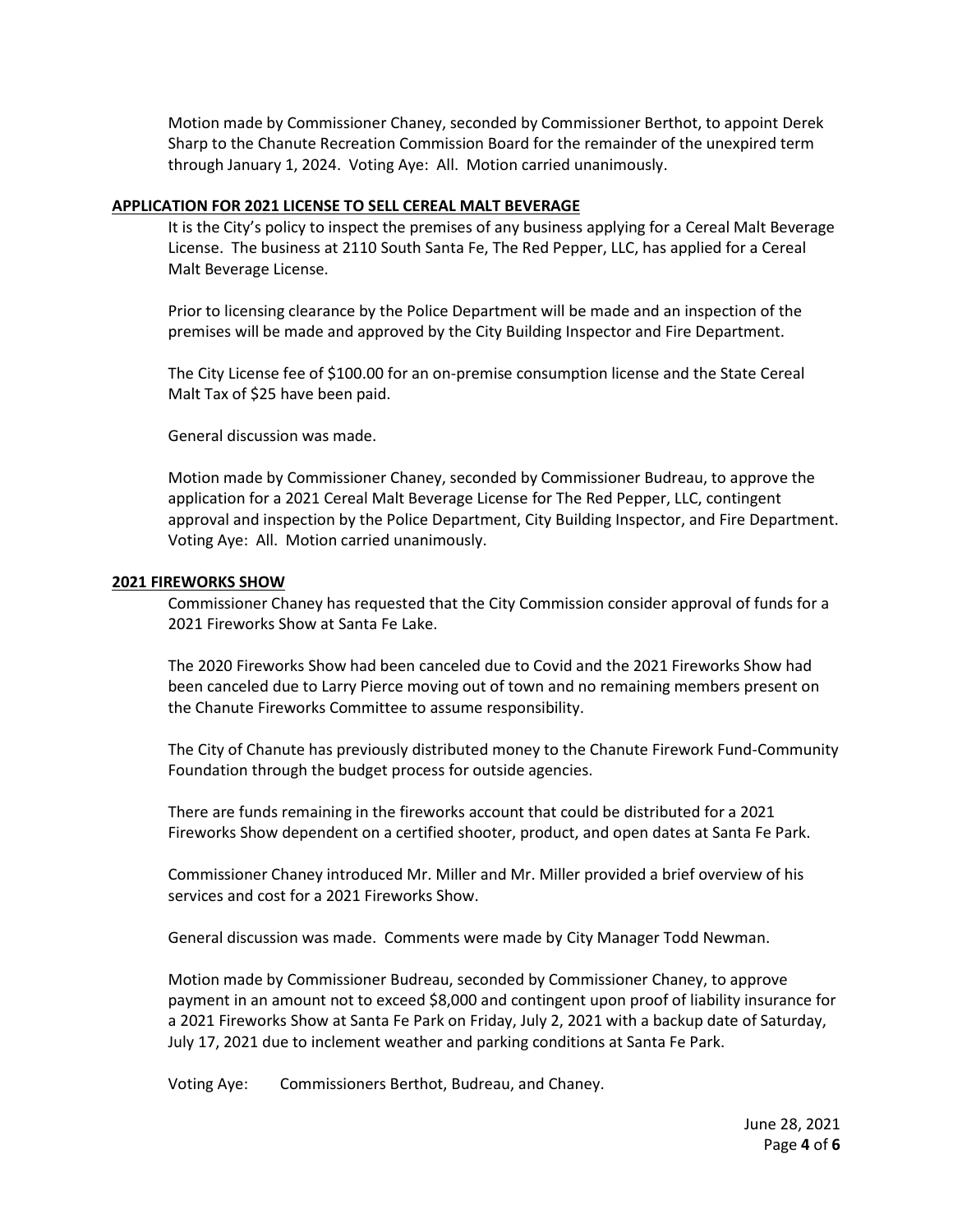Motion made by Commissioner Chaney, seconded by Commissioner Berthot, to appoint Derek Sharp to the Chanute Recreation Commission Board for the remainder of the unexpired term through January 1, 2024. Voting Aye: All. Motion carried unanimously.

**APPLICATION FOR 2021 LICENSE TO SELL CEREAL MALT BEVERAGE**

It is the City's policy to inspect the premises of any business applying for a Cereal Malt Beverage License. The business at 2110 South Santa Fe, The Red Pepper, LLC, has applied for a Cereal Malt Beverage License.

Prior to licensing clearance by the Police Department will be made and an inspection of the premises will be made and approved by the City Building Inspector and Fire Department.

The City License fee of $100.00 for an on-premise consumption license and the State Cereal Malt Tax of $25 have been paid.

General discussion was made.

Motion made by Commissioner Chaney, seconded by Commissioner Budreau, to approve the application for a 2021 Cereal Malt Beverage License for The Red Pepper, LLC, contingent approval and inspection by the Police Department, City Building Inspector, and Fire Department. Voting Aye: All. Motion carried unanimously.

**2021 FIREWORKS SHOW**

Commissioner Chaney has requested that the City Commission consider approval of funds for a 2021 Fireworks Show at Santa Fe Lake.

The 2020 Fireworks Show had been canceled due to Covid and the 2021 Fireworks Show had been canceled due to Larry Pierce moving out of town and no remaining members present on the Chanute Fireworks Committee to assume responsibility.

The City of Chanute has previously distributed money to the Chanute Firework Fund-Community Foundation through the budget process for outside agencies.

There are funds remaining in the fireworks account that could be distributed for a 2021 Fireworks Show dependent on a certified shooter, product, and open dates at Santa Fe Park.

Commissioner Chaney introduced Mr. Miller and Mr. Miller provided a brief overview of his services and cost for a 2021 Fireworks Show.

General discussion was made. Comments were made by City Manager Todd Newman.

Motion made by Commissioner Budreau, seconded by Commissioner Chaney, to approve payment in an amount not to exceed $8,000 and contingent upon proof of liability insurance for a 2021 Fireworks Show at Santa Fe Park on Friday, July 2, 2021 with a backup date of Saturday, July 17, 2021 due to inclement weather and parking conditions at Santa Fe Park.

Voting Aye: Commissioners Berthot, Budreau, and Chaney.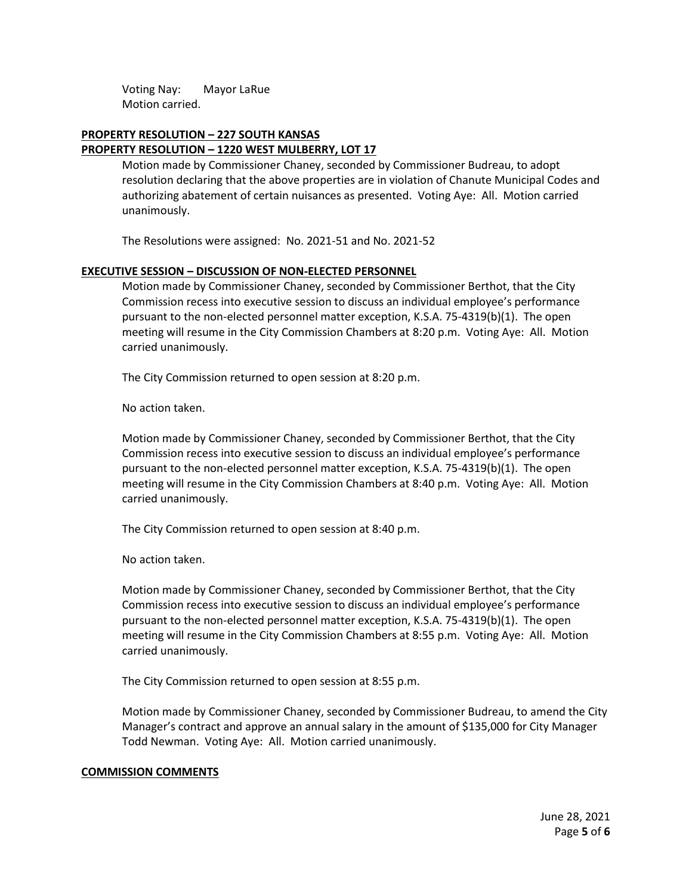Voting Nay: Mayor LaRue
Motion carried.

**PROPERTY RESOLUTION – 227 SOUTH KANSAS**
**PROPERTY RESOLUTION – 1220 WEST MULBERRY, LOT 17**

Motion made by Commissioner Chaney, seconded by Commissioner Budreau, to adopt resolution declaring that the above properties are in violation of Chanute Municipal Codes and authorizing abatement of certain nuisances as presented. Voting Aye: All. Motion carried unanimously.

The Resolutions were assigned: No. 2021-51 and No. 2021-52

**EXECUTIVE SESSION – DISCUSSION OF NON-ELECTED PERSONNEL**

Motion made by Commissioner Chaney, seconded by Commissioner Berthot, that the City Commission recess into executive session to discuss an individual employee's performance pursuant to the non-elected personnel matter exception, K.S.A. 75-4319(b)(1). The open meeting will resume in the City Commission Chambers at 8:20 p.m. Voting Aye: All. Motion carried unanimously.

The City Commission returned to open session at 8:20 p.m.

No action taken.

Motion made by Commissioner Chaney, seconded by Commissioner Berthot, that the City Commission recess into executive session to discuss an individual employee's performance pursuant to the non-elected personnel matter exception, K.S.A. 75-4319(b)(1). The open meeting will resume in the City Commission Chambers at 8:40 p.m. Voting Aye: All. Motion carried unanimously.

The City Commission returned to open session at 8:40 p.m.

No action taken.

Motion made by Commissioner Chaney, seconded by Commissioner Berthot, that the City Commission recess into executive session to discuss an individual employee's performance pursuant to the non-elected personnel matter exception, K.S.A. 75-4319(b)(1). The open meeting will resume in the City Commission Chambers at 8:55 p.m. Voting Aye: All. Motion carried unanimously.

The City Commission returned to open session at 8:55 p.m.

Motion made by Commissioner Chaney, seconded by Commissioner Budreau, to amend the City Manager's contract and approve an annual salary in the amount of $135,000 for City Manager Todd Newman. Voting Aye: All. Motion carried unanimously.

**COMMISSION COMMENTS**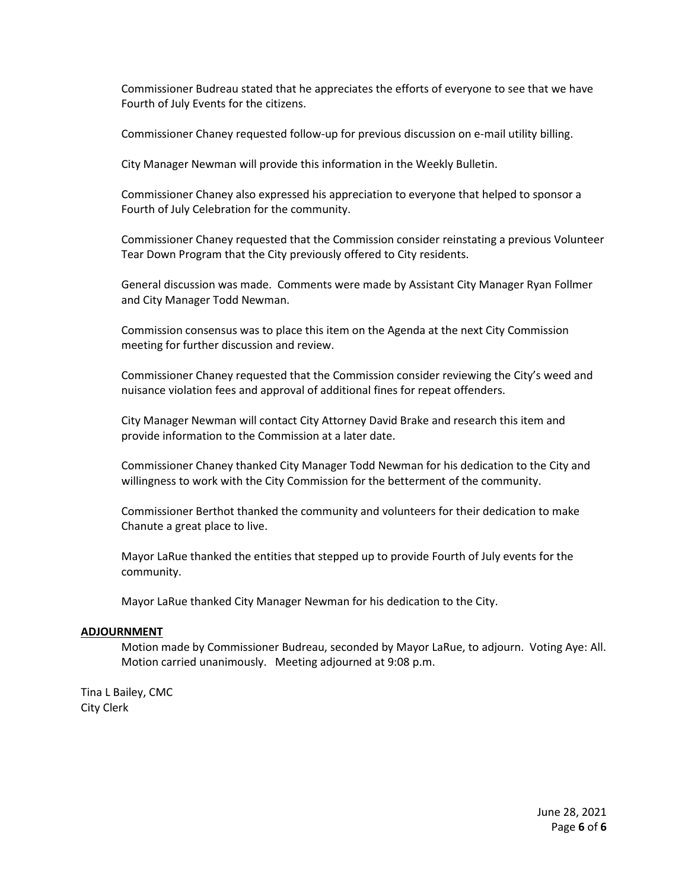Commissioner Budreau stated that he appreciates the efforts of everyone to see that we have Fourth of July Events for the citizens.

Commissioner Chaney requested follow-up for previous discussion on e-mail utility billing.

City Manager Newman will provide this information in the Weekly Bulletin.

Commissioner Chaney also expressed his appreciation to everyone that helped to sponsor a Fourth of July Celebration for the community.

Commissioner Chaney requested that the Commission consider reinstating a previous Volunteer Tear Down Program that the City previously offered to City residents.

General discussion was made. Comments were made by Assistant City Manager Ryan Follmer and City Manager Todd Newman.

Commission consensus was to place this item on the Agenda at the next City Commission meeting for further discussion and review.

Commissioner Chaney requested that the Commission consider reviewing the City's weed and nuisance violation fees and approval of additional fines for repeat offenders.

City Manager Newman will contact City Attorney David Brake and research this item and provide information to the Commission at a later date.

Commissioner Chaney thanked City Manager Todd Newman for his dedication to the City and willingness to work with the City Commission for the betterment of the community.

Commissioner Berthot thanked the community and volunteers for their dedication to make Chanute a great place to live.

Mayor LaRue thanked the entities that stepped up to provide Fourth of July events for the community.

Mayor LaRue thanked City Manager Newman for his dedication to the City.

## **ADJOURNMENT**

Motion made by Commissioner Budreau, seconded by Mayor LaRue, to adjourn. Voting Aye: All. Motion carried unanimously. Meeting adjourned at 9:08 p.m.

Tina L Bailey, CMC
City Clerk

June 28, 2021